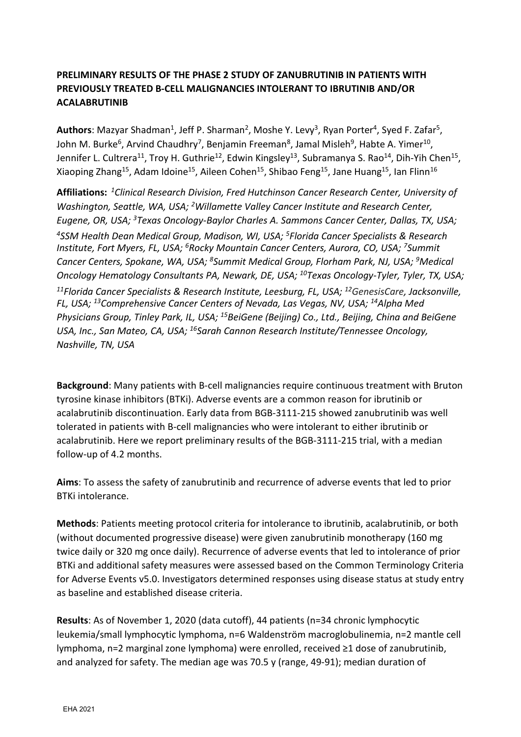# PRELIMINARY RESULTS OF THE PHASE 2 STUDY OF ZANUBRUTINIB IN PATIENTS WITH PREVIOUSLY TREATED B-CELL MALIGNANCIES INTOLERANT TO IBRUTINIB AND/OR ACALABRUTINIB

**Authors**: Mazyar Shadman[1], Jeff P. Sharman[2], Moshe Y. Levy[3], Ryan Porter[4], Syed F. Zafar[5], John M. Burke[6], Arvind Chaudhry[7], Benjamin Freeman[8], Jamal Misleh[9], Habte A. Yimer[10], Jennifer L. Cultrera[11], Troy H. Guthrie[12], Edwin Kingsley[13], Subramanya S. Rao[14], Dih-Yih Chen[15], Xiaoping Zhang[15], Adam Idoine[15], Aileen Cohen[15], Shibao Feng[15], Jane Huang[15], Ian Flinn[16]

**Affiliations:** *[1]Clinical Research Division, Fred Hutchinson Cancer Research Center, University of Washington, Seattle, WA, USA; [2]Willamette Valley Cancer Institute and Research Center, Eugene, OR, USA; [3]Texas Oncology-Baylor Charles A. Sammons Cancer Center, Dallas, TX, USA; [4]SSM Health Dean Medical Group, Madison, WI, USA; [5]Florida Cancer Specialists & Research Institute, Fort Myers, FL, USA; [6]Rocky Mountain Cancer Centers, Aurora, CO, USA; [7]Summit Cancer Centers, Spokane, WA, USA; [8]Summit Medical Group, Florham Park, NJ, USA; [9]Medical Oncology Hematology Consultants PA, Newark, DE, USA; [10]Texas Oncology-Tyler, Tyler, TX, USA; [11]Florida Cancer Specialists & Research Institute, Leesburg, FL, USA; [12]GenesisCare, Jacksonville, FL, USA; [13]Comprehensive Cancer Centers of Nevada, Las Vegas, NV, USA; [14]Alpha Med Physicians Group, Tinley Park, IL, USA; [15]BeiGene (Beijing) Co., Ltd., Beijing, China and BeiGene USA, Inc., San Mateo, CA, USA; [16]Sarah Cannon Research Institute/Tennessee Oncology, Nashville, TN, USA*

**Background**: Many patients with B-cell malignancies require continuous treatment with Bruton tyrosine kinase inhibitors (BTKi). Adverse events are a common reason for ibrutinib or acalabrutinib discontinuation. Early data from BGB-3111-215 showed zanubrutinib was well tolerated in patients with B-cell malignancies who were intolerant to either ibrutinib or acalabrutinib. Here we report preliminary results of the BGB-3111-215 trial, with a median follow-up of 4.2 months.

**Aims**: To assess the safety of zanubrutinib and recurrence of adverse events that led to prior BTKi intolerance.

**Methods**: Patients meeting protocol criteria for intolerance to ibrutinib, acalabrutinib, or both (without documented progressive disease) were given zanubrutinib monotherapy (160 mg twice daily or 320 mg once daily). Recurrence of adverse events that led to intolerance of prior BTKi and additional safety measures were assessed based on the Common Terminology Criteria for Adverse Events v5.0. Investigators determined responses using disease status at study entry as baseline and established disease criteria.

**Results**: As of November 1, 2020 (data cutoff), 44 patients (n=34 chronic lymphocytic leukemia/small lymphocytic lymphoma, n=6 Waldenström macroglobulinemia, n=2 mantle cell lymphoma, n=2 marginal zone lymphoma) were enrolled, received ≥1 dose of zanubrutinib, and analyzed for safety. The median age was 70.5 y (range, 49-91); median duration of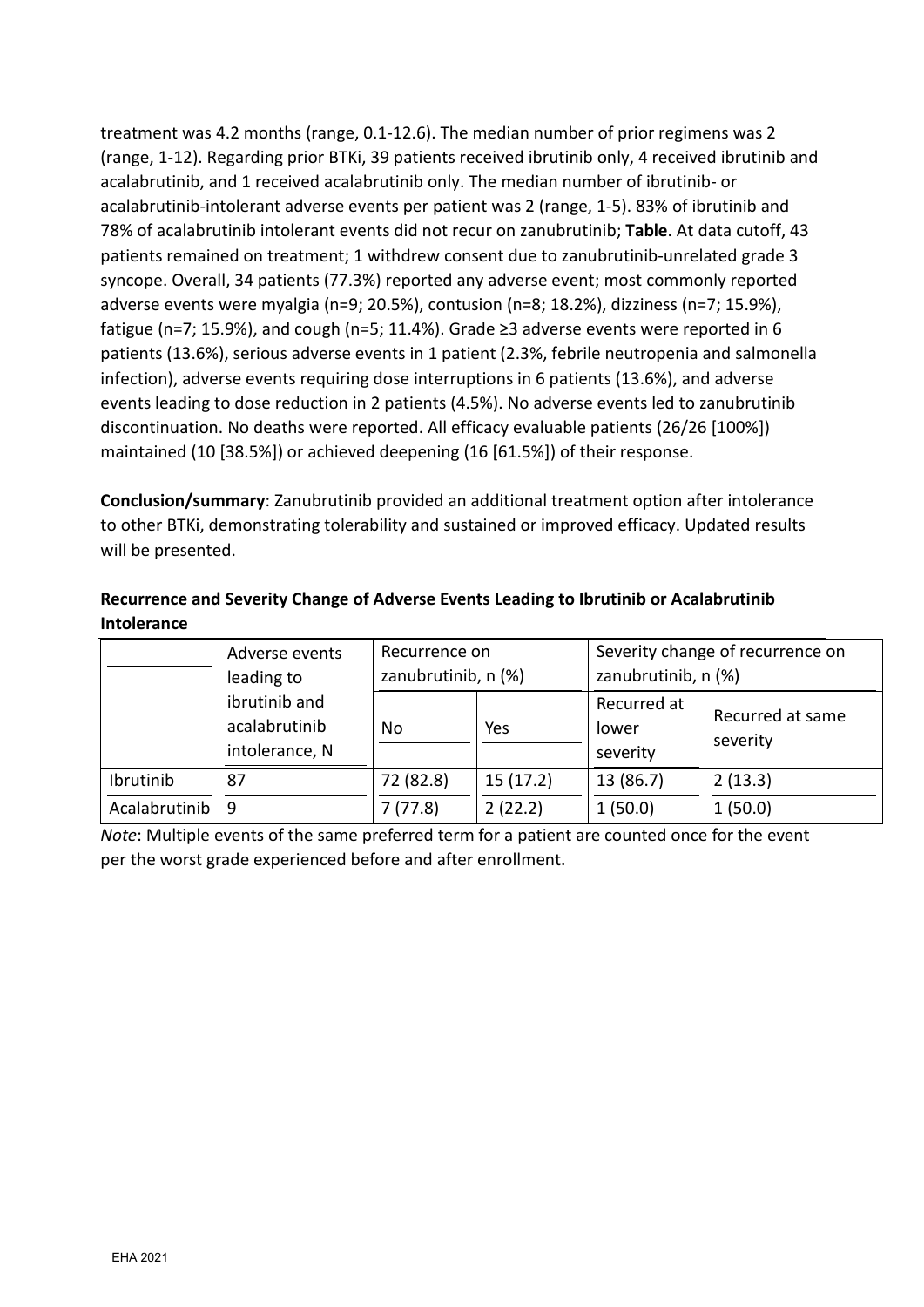treatment was 4.2 months (range, 0.1-12.6). The median number of prior regimens was 2 (range, 1-12). Regarding prior BTKi, 39 patients received ibrutinib only, 4 received ibrutinib and acalabrutinib, and 1 received acalabrutinib only. The median number of ibrutinib- or acalabrutinib-intolerant adverse events per patient was 2 (range, 1-5). 83% of ibrutinib and 78% of acalabrutinib intolerant events did not recur on zanubrutinib; **Table**. At data cutoff, 43 patients remained on treatment; 1 withdrew consent due to zanubrutinib-unrelated grade 3 syncope. Overall, 34 patients (77.3%) reported any adverse event; most commonly reported adverse events were myalgia (n=9; 20.5%), contusion (n=8; 18.2%), dizziness (n=7; 15.9%), fatigue (n=7; 15.9%), and cough (n=5; 11.4%). Grade ≥3 adverse events were reported in 6 patients (13.6%), serious adverse events in 1 patient (2.3%, febrile neutropenia and salmonella infection), adverse events requiring dose interruptions in 6 patients (13.6%), and adverse events leading to dose reduction in 2 patients (4.5%). No adverse events led to zanubrutinib discontinuation. No deaths were reported. All efficacy evaluable patients (26/26 [100%]) maintained (10 [38.5%]) or achieved deepening (16 [61.5%]) of their response.

**Conclusion/summary**: Zanubrutinib provided an additional treatment option after intolerance to other BTKi, demonstrating tolerability and sustained or improved efficacy. Updated results will be presented.

**Recurrence and Severity Change of Adverse Events Leading to Ibrutinib or Acalabrutinib Intolerance**

| | Adverse events leading to ibrutinib and acalabrutinib intolerance, N | Recurrence on zanubrutinib, n (%) | | Severity change of recurrence on zanubrutinib, n (%) | |
|---|---|---|---|---|---|
| | | No | Yes | Recurred at lower severity | Recurred at same severity |
| Ibrutinib | 87 | 72 (82.8) | 15 (17.2) | 13 (86.7) | 2 (13.3) |
| Acalabrutinib | 9 | 7 (77.8) | 2 (22.2) | 1 (50.0) | 1 (50.0) |

*Note*: Multiple events of the same preferred term for a patient are counted once for the event per the worst grade experienced before and after enrollment.